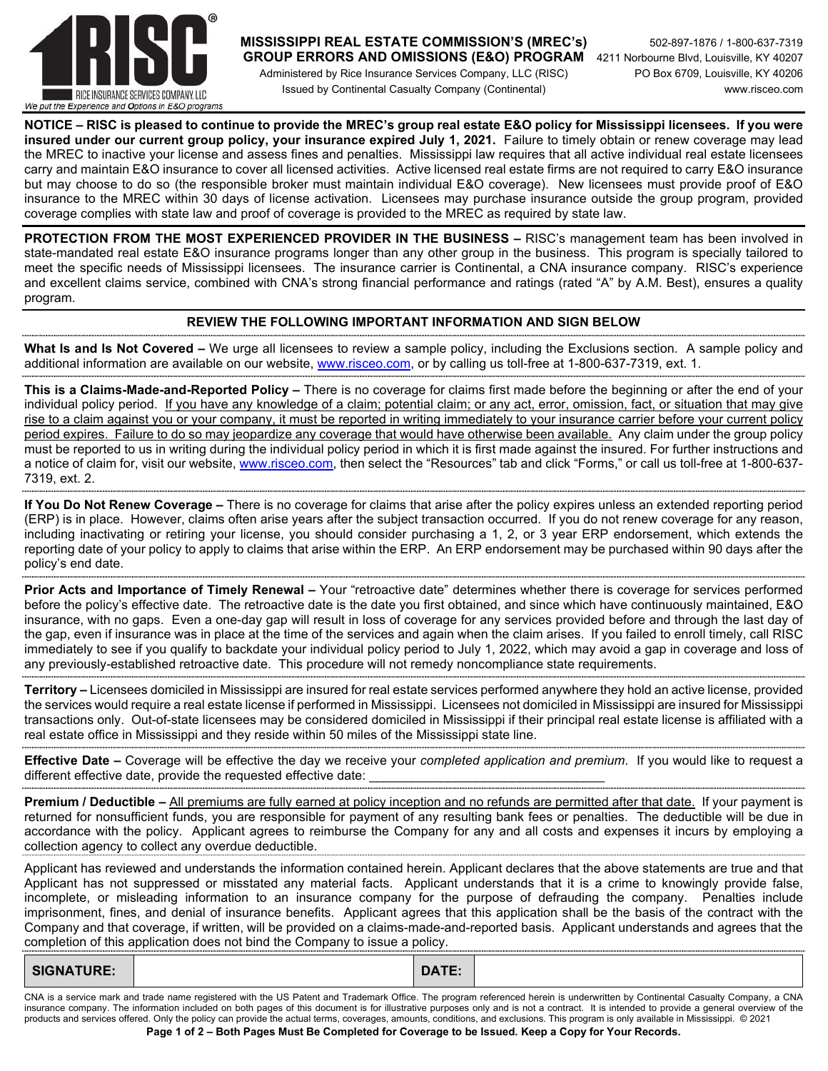RICE INSURANCE SERVICES COMPANY, LLC
*We put the Experience and Options in E&O programs*

**MISSISSIPPI REAL ESTATE COMMISSION'S (MREC's) GROUP ERRORS AND OMISSIONS (E&O) PROGRAM**
Administered by Rice Insurance Services Company, LLC (RISC)
Issued by Continental Casualty Company (Continental)

502-897-1876 / 1-800-637-7319
4211 Norbourne Blvd, Louisville, KY 40207
PO Box 6709, Louisville, KY 40206
www.risceo.com

**NOTICE – RISC is pleased to continue to provide the MREC's group real estate E&O policy for Mississippi licensees. If you were insured under our current group policy, your insurance expired July 1, 2021.** Failure to timely obtain or renew coverage may lead the MREC to inactive your license and assess fines and penalties. Mississippi law requires that all active individual real estate licensees carry and maintain E&O insurance to cover all licensed activities. Active licensed real estate firms are not required to carry E&O insurance but may choose to do so (the responsible broker must maintain individual E&O coverage). New licensees must provide proof of E&O insurance to the MREC within 30 days of license activation. Licensees may purchase insurance outside the group program, provided coverage complies with state law and proof of coverage is provided to the MREC as required by state law.

**PROTECTION FROM THE MOST EXPERIENCED PROVIDER IN THE BUSINESS –** RISC's management team has been involved in state-mandated real estate E&O insurance programs longer than any other group in the business. This program is specially tailored to meet the specific needs of Mississippi licensees. The insurance carrier is Continental, a CNA insurance company. RISC's experience and excellent claims service, combined with CNA's strong financial performance and ratings (rated "A" by A.M. Best), ensures a quality program.

**REVIEW THE FOLLOWING IMPORTANT INFORMATION AND SIGN BELOW**

**What Is and Is Not Covered –** We urge all licensees to review a sample policy, including the Exclusions section. A sample policy and additional information are available on our website, www.risceo.com, or by calling us toll-free at 1-800-637-7319, ext. 1.

**This is a Claims-Made-and-Reported Policy –** There is no coverage for claims first made before the beginning or after the end of your individual policy period. If you have any knowledge of a claim; potential claim; or any act, error, omission, fact, or situation that may give rise to a claim against you or your company, it must be reported in writing immediately to your insurance carrier before your current policy period expires. Failure to do so may jeopardize any coverage that would have otherwise been available. Any claim under the group policy must be reported to us in writing during the individual policy period in which it is first made against the insured. For further instructions and a notice of claim for, visit our website, www.risceo.com, then select the "Resources" tab and click "Forms," or call us toll-free at 1-800-637-7319, ext. 2.

**If You Do Not Renew Coverage –** There is no coverage for claims that arise after the policy expires unless an extended reporting period (ERP) is in place. However, claims often arise years after the subject transaction occurred. If you do not renew coverage for any reason, including inactivating or retiring your license, you should consider purchasing a 1, 2, or 3 year ERP endorsement, which extends the reporting date of your policy to apply to claims that arise within the ERP. An ERP endorsement may be purchased within 90 days after the policy's end date.

**Prior Acts and Importance of Timely Renewal –** Your "retroactive date" determines whether there is coverage for services performed before the policy's effective date. The retroactive date is the date you first obtained, and since which have continuously maintained, E&O insurance, with no gaps. Even a one-day gap will result in loss of coverage for any services provided before and through the last day of the gap, even if insurance was in place at the time of the services and again when the claim arises. If you failed to enroll timely, call RISC immediately to see if you qualify to backdate your individual policy period to July 1, 2022, which may avoid a gap in coverage and loss of any previously-established retroactive date. This procedure will not remedy noncompliance state requirements.

**Territory –** Licensees domiciled in Mississippi are insured for real estate services performed anywhere they hold an active license, provided the services would require a real estate license if performed in Mississippi. Licensees not domiciled in Mississippi are insured for Mississippi transactions only. Out-of-state licensees may be considered domiciled in Mississippi if their principal real estate license is affiliated with a real estate office in Mississippi and they reside within 50 miles of the Mississippi state line.

**Effective Date –** Coverage will be effective the day we receive your *completed application and premium*. If you would like to request a different effective date, provide the requested effective date: ________________________________

**Premium / Deductible –** All premiums are fully earned at policy inception and no refunds are permitted after that date. If your payment is returned for nonsufficient funds, you are responsible for payment of any resulting bank fees or penalties. The deductible will be due in accordance with the policy. Applicant agrees to reimburse the Company for any and all costs and expenses it incurs by employing a collection agency to collect any overdue deductible.

Applicant has reviewed and understands the information contained herein. Applicant declares that the above statements are true and that Applicant has not suppressed or misstated any material facts. Applicant understands that it is a crime to knowingly provide false, incomplete, or misleading information to an insurance company for the purpose of defrauding the company. Penalties include imprisonment, fines, and denial of insurance benefits. Applicant agrees that this application shall be the basis of the contract with the Company and that coverage, if written, will be provided on a claims-made-and-reported basis. Applicant understands and agrees that the completion of this application does not bind the Company to issue a policy.

| **SIGNATURE:** | | **DATE:** | |
|---|---|---|---|

CNA is a service mark and trade name registered with the US Patent and Trademark Office. The program referenced herein is underwritten by Continental Casualty Company, a CNA insurance company. The information included on both pages of this document is for illustrative purposes only and is not a contract. It is intended to provide a general overview of the products and services offered. Only the policy can provide the actual terms, coverages, amounts, conditions, and exclusions. This program is only available in Mississippi. © 2021

**Both Pages Must Be Completed for Coverage to be Issued. Keep a Copy for Your Records.**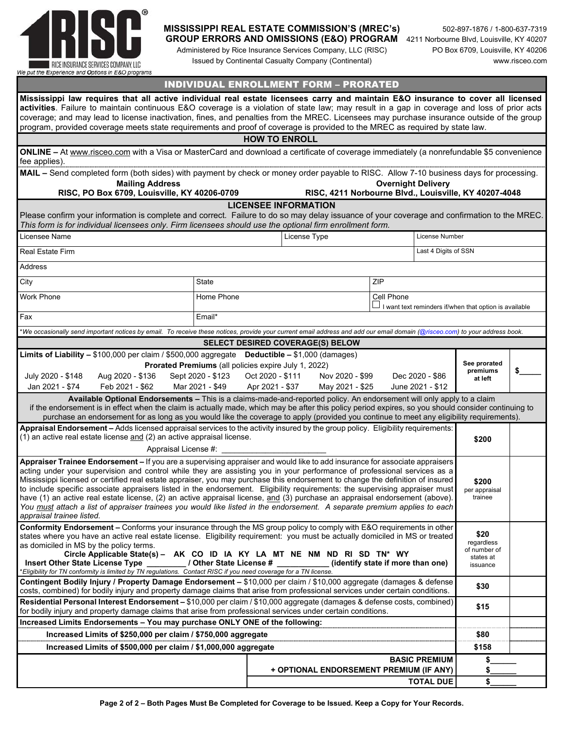RISC® RICE INSURANCE SERVICES COMPANY, LLC
*We put the Experience and Options in E&O programs*

**MISSISSIPPI REAL ESTATE COMMISSION'S (MREC's) GROUP ERRORS AND OMISSIONS (E&O) PROGRAM**
Administered by Rice Insurance Services Company, LLC (RISC)
Issued by Continental Casualty Company (Continental)

502-897-1876 / 1-800-637-7319
4211 Norbourne Blvd, Louisville, KY 40207
PO Box 6709, Louisville, KY 40206
www.risceo.com

# INDIVIDUAL ENROLLMENT FORM – PRORATED

**Mississippi law requires that all active individual real estate licensees carry and maintain E&O insurance to cover all licensed activities**. Failure to maintain continuous E&O coverage is a violation of state law; may result in a gap in coverage and loss of prior acts coverage; and may lead to license inactivation, fines, and penalties from the MREC. Licensees may purchase insurance outside of the group program, provided coverage meets state requirements and proof of coverage is provided to the MREC as required by state law.

## HOW TO ENROLL

**ONLINE –** At www.risceo.com with a Visa or MasterCard and download a certificate of coverage immediately (a nonrefundable $5 convenience fee applies).

**MAIL –** Send completed form (both sides) with payment by check or money order payable to RISC. Allow 7-10 business days for processing.

**Mailing Address**
**RISC, PO Box 6709, Louisville, KY 40206-0709**

**Overnight Delivery**
**RISC, 4211 Norbourne Blvd., Louisville, KY 40207-4048**

## LICENSEE INFORMATION

Please confirm your information is complete and correct. Failure to do so may delay issuance of your coverage and confirmation to the MREC. *This form is for individual licensees only. Firm licensees should use the optional firm enrollment form.*

| | | |
|---|---|---|
| Licensee Name | License Type | License Number |
| Real Estate Firm | | Last 4 Digits of SSN |
| Address | | |
| City | State | ZIP |
| Work Phone | Home Phone | Cell Phone ☐ I want text reminders if/when that option is available |
| Fax | Email* | |

*We occasionally send important notices by email. To receive these notices, provide your current email address and add our email domain (@risceo.com) to your address book.*

## SELECT DESIRED COVERAGE(S) BELOW

**Limits of Liability –** $100,000 per claim / $500,000 aggregate **Deductible –** $1,000 (damages)

**Prorated Premiums** (all policies expire July 1, 2022)

| | | | | | | | |
|---|---|---|---|---|---|---|---|
| July 2020 - $148 | Aug 2020 - $136 | Sept 2020 - $123 | Oct 2020 - $111 | Nov 2020 - $99 | Dec 2020 - $86 | **See prorated premiums at left** | $_____ |
| Jan 2021 - $74 | Feb 2021 - $62 | Mar 2021 - $49 | Apr 2021 - $37 | May 2021 - $25 | June 2021 - $12 | | |

**Available Optional Endorsements –** This is a claims-made-and-reported policy. An endorsement will only apply to a claim if the endorsement is in effect when the claim is actually made, which may be after this policy period expires, so you should consider continuing to purchase an endorsement for as long as you would like the coverage to apply (provided you continue to meet any eligibility requirements).

| Endorsement | Premium | |
|---|---|---|
| **Appraisal Endorsement –** Adds licensed appraisal services to the activity insured by the group policy. Eligibility requirements: (1) an active real estate license and (2) an active appraisal license. Appraisal License #: ____________ | **$200** | |
| **Appraiser Trainee Endorsement –** If you are a supervising appraiser and would like to add insurance for associate appraisers acting under your supervision and control while they are assisting you in your performance of professional services as a Mississippi licensed or certified real estate appraiser, you may purchase this endorsement to change the definition of insured to include specific associate appraisers listed in the endorsement. Eligibility requirements: the supervising appraiser must have (1) an active real estate license, (2) an active appraisal license, and (3) purchase an appraisal endorsement (above). *You must attach a list of appraiser trainees you would like listed in the endorsement. A separate premium applies to each appraisal trainee listed.* | **$200** per appraisal trainee | |
| **Conformity Endorsement –** Conforms your insurance through the MS group policy to comply with E&O requirements in other states where you have an active real estate license. Eligibility requirement: you must be actually domiciled in MS or treated as domiciled in MS by the policy terms. **Circle Applicable State(s) – AK CO ID IA KY LA MT NE NM ND RI SD TN* WY** **Insert Other State License Type ________ / Other State License # ___________ (identify state if more than one)** *\*Eligibility for TN conformity is limited by TN regulations. Contact RISC if you need coverage for a TN license.* | **$20** regardless of number of states at issuance | |
| **Contingent Bodily Injury / Property Damage Endorsement –** $10,000 per claim / $10,000 aggregate (damages & defense costs, combined) for bodily injury and property damage claims that arise from professional services under certain conditions. | **$30** | |
| **Residential Personal Interest Endorsement –** $10,000 per claim / $10,000 aggregate (damages & defense costs, combined) for bodily injury and property damage claims that arise from professional services under certain conditions. | **$15** | |
| **Increased Limits Endorsements – You may purchase ONLY ONE of the following:** | | |
| **Increased Limits of $250,000 per claim / $750,000 aggregate** | **$80** | |
| **Increased Limits of $500,000 per claim / $1,000,000 aggregate** | **$158** | |

| | |
|---|---|
| **BASIC PREMIUM** | $______ |
| **+ OPTIONAL ENDORSEMENT PREMIUM (IF ANY)** | $______ |
| **TOTAL DUE** | $______ |

**Both Pages Must Be Completed for Coverage to be Issued. Keep a Copy for Your Records.**